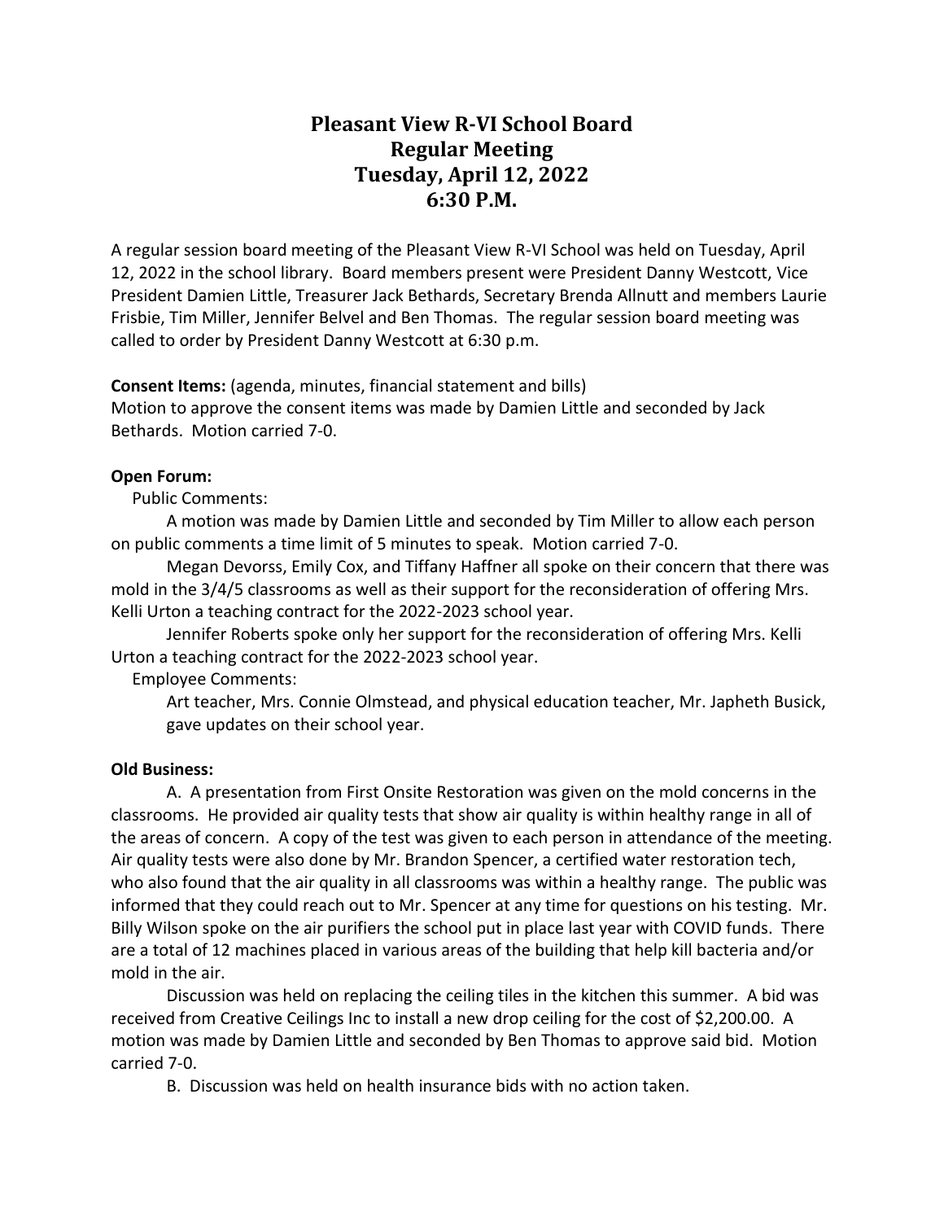# Pleasant View R-VI School Board
# Regular Meeting
# Tuesday, April 12, 2022
# 6:30 P.M.

A regular session board meeting of the Pleasant View R-VI School was held on Tuesday, April 12, 2022 in the school library. Board members present were President Danny Westcott, Vice President Damien Little, Treasurer Jack Bethards, Secretary Brenda Allnutt and members Laurie Frisbie, Tim Miller, Jennifer Belvel and Ben Thomas. The regular session board meeting was called to order by President Danny Westcott at 6:30 p.m.

**Consent Items:** (agenda, minutes, financial statement and bills)
Motion to approve the consent items was made by Damien Little and seconded by Jack Bethards. Motion carried 7-0.

**Open Forum:**

Public Comments:

A motion was made by Damien Little and seconded by Tim Miller to allow each person on public comments a time limit of 5 minutes to speak. Motion carried 7-0.

Megan Devorss, Emily Cox, and Tiffany Haffner all spoke on their concern that there was mold in the 3/4/5 classrooms as well as their support for the reconsideration of offering Mrs. Kelli Urton a teaching contract for the 2022-2023 school year.

Jennifer Roberts spoke only her support for the reconsideration of offering Mrs. Kelli Urton a teaching contract for the 2022-2023 school year.

Employee Comments:

Art teacher, Mrs. Connie Olmstead, and physical education teacher, Mr. Japheth Busick, gave updates on their school year.

**Old Business:**

A. A presentation from First Onsite Restoration was given on the mold concerns in the classrooms. He provided air quality tests that show air quality is within healthy range in all of the areas of concern. A copy of the test was given to each person in attendance of the meeting. Air quality tests were also done by Mr. Brandon Spencer, a certified water restoration tech, who also found that the air quality in all classrooms was within a healthy range. The public was informed that they could reach out to Mr. Spencer at any time for questions on his testing. Mr. Billy Wilson spoke on the air purifiers the school put in place last year with COVID funds. There are a total of 12 machines placed in various areas of the building that help kill bacteria and/or mold in the air.

Discussion was held on replacing the ceiling tiles in the kitchen this summer. A bid was received from Creative Ceilings Inc to install a new drop ceiling for the cost of $2,200.00. A motion was made by Damien Little and seconded by Ben Thomas to approve said bid. Motion carried 7-0.

B. Discussion was held on health insurance bids with no action taken.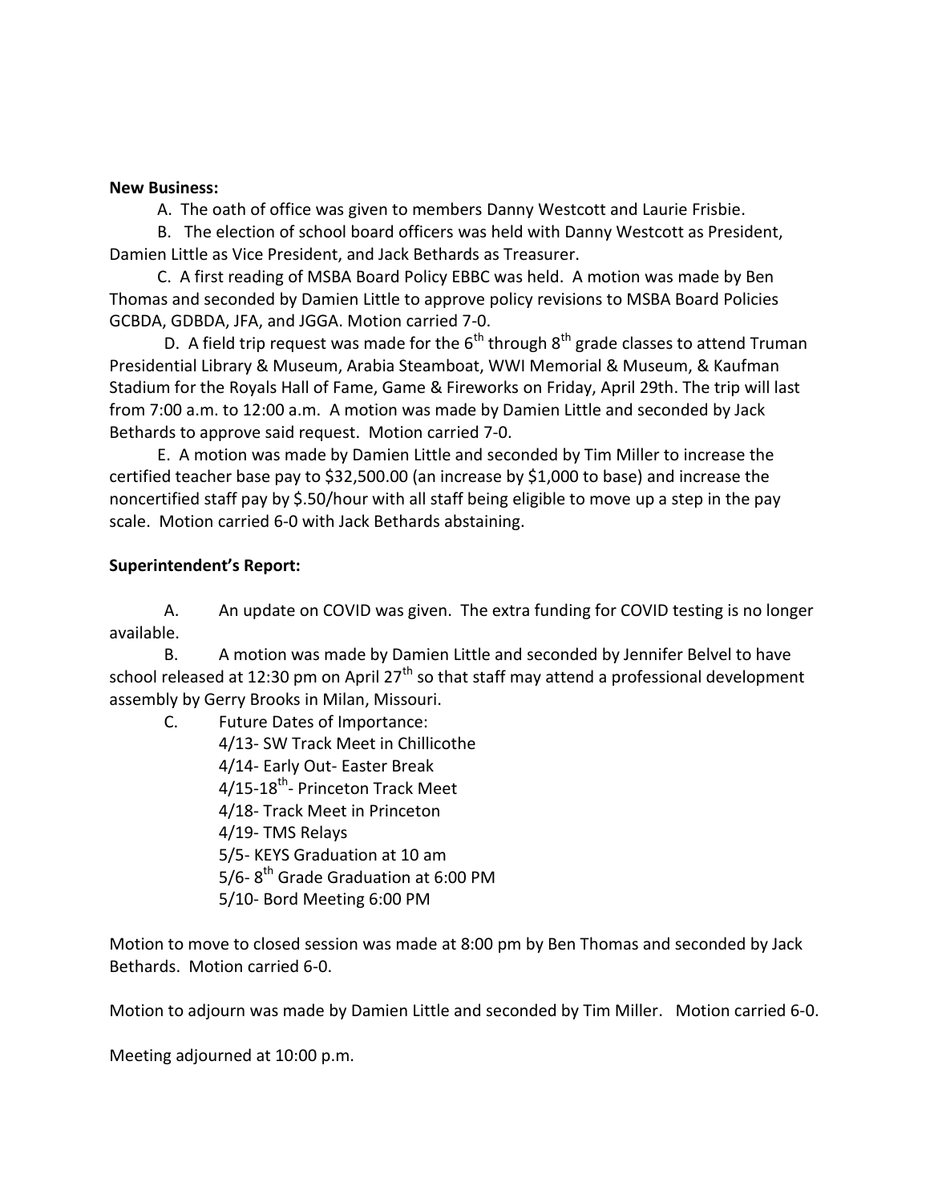**New Business:**

A. The oath of office was given to members Danny Westcott and Laurie Frisbie.

B. The election of school board officers was held with Danny Westcott as President, Damien Little as Vice President, and Jack Bethards as Treasurer.

C. A first reading of MSBA Board Policy EBBC was held. A motion was made by Ben Thomas and seconded by Damien Little to approve policy revisions to MSBA Board Policies GCBDA, GDBDA, JFA, and JGGA. Motion carried 7-0.

D. A field trip request was made for the 6th through 8th grade classes to attend Truman Presidential Library & Museum, Arabia Steamboat, WWI Memorial & Museum, & Kaufman Stadium for the Royals Hall of Fame, Game & Fireworks on Friday, April 29th. The trip will last from 7:00 a.m. to 12:00 a.m. A motion was made by Damien Little and seconded by Jack Bethards to approve said request. Motion carried 7-0.

E. A motion was made by Damien Little and seconded by Tim Miller to increase the certified teacher base pay to $32,500.00 (an increase by $1,000 to base) and increase the noncertified staff pay by $.50/hour with all staff being eligible to move up a step in the pay scale. Motion carried 6-0 with Jack Bethards abstaining.

**Superintendent's Report:**

A. An update on COVID was given. The extra funding for COVID testing is no longer available.

B. A motion was made by Damien Little and seconded by Jennifer Belvel to have school released at 12:30 pm on April 27th so that staff may attend a professional development assembly by Gerry Brooks in Milan, Missouri.

C. Future Dates of Importance:

4/13- SW Track Meet in Chillicothe
4/14- Early Out- Easter Break
4/15-18th- Princeton Track Meet
4/18- Track Meet in Princeton
4/19- TMS Relays
5/5- KEYS Graduation at 10 am
5/6- 8th Grade Graduation at 6:00 PM
5/10- Bord Meeting 6:00 PM

Motion to move to closed session was made at 8:00 pm by Ben Thomas and seconded by Jack Bethards. Motion carried 6-0.

Motion to adjourn was made by Damien Little and seconded by Tim Miller. Motion carried 6-0.

Meeting adjourned at 10:00 p.m.